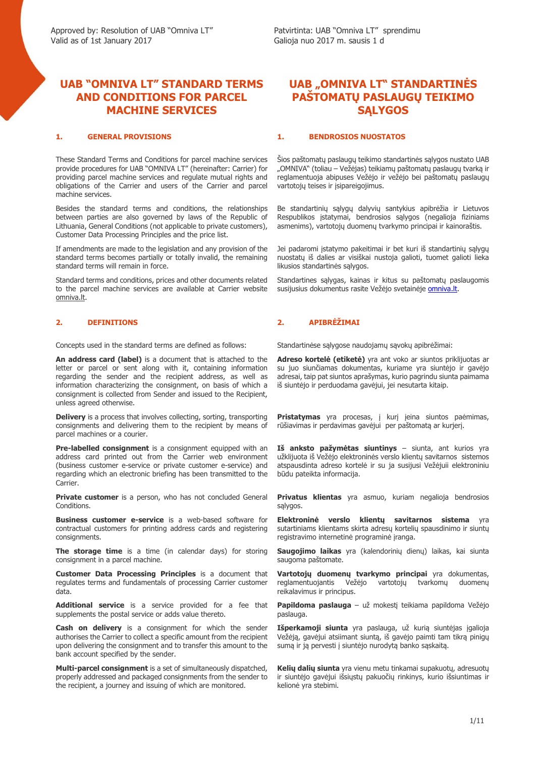Approved by: Resolution of UAB "Omniva LT"
Valid as of 1st January 2017

Patvirtinta: UAB "Omniva LT" sprendimu
Galioja nuo 2017 m. sausis 1 d

# UAB "OMNIVA LT" STANDARD TERMS AND CONDITIONS FOR PARCEL MACHINE SERVICES

## 1. GENERAL PROVISIONS

These Standard Terms and Conditions for parcel machine services provide procedures for UAB "OMNIVA LT" (hereinafter: Carrier) for providing parcel machine services and regulate mutual rights and obligations of the Carrier and users of the Carrier and parcel machine services.

Besides the standard terms and conditions, the relationships between parties are also governed by laws of the Republic of Lithuania, General Conditions (not applicable to private customers), Customer Data Processing Principles and the price list.

If amendments are made to the legislation and any provision of the standard terms becomes partially or totally invalid, the remaining standard terms will remain in force.

Standard terms and conditions, prices and other documents related to the parcel machine services are available at Carrier website omniva.lt.

## 2. DEFINITIONS

Concepts used in the standard terms are defined as follows:

**An address card (label)** is a document that is attached to the letter or parcel or sent along with it, containing information regarding the sender and the recipient address, as well as information characterizing the consignment, on basis of which a consignment is collected from Sender and issued to the Recipient, unless agreed otherwise.

**Delivery** is a process that involves collecting, sorting, transporting consignments and delivering them to the recipient by means of parcel machines or a courier.

**Pre-labelled consignment** is a consignment equipped with an address card printed out from the Carrier web environment (business customer e-service or private customer e-service) and regarding which an electronic briefing has been transmitted to the Carrier.

**Private customer** is a person, who has not concluded General Conditions.

**Business customer e-service** is a web-based software for contractual customers for printing address cards and registering consignments.

**The storage time** is a time (in calendar days) for storing consignment in a parcel machine.

**Customer Data Processing Principles** is a document that regulates terms and fundamentals of processing Carrier customer data.

**Additional service** is a service provided for a fee that supplements the postal service or adds value thereto.

**Cash on delivery** is a consignment for which the sender authorises the Carrier to collect a specific amount from the recipient upon delivering the consignment and to transfer this amount to the bank account specified by the sender.

**Multi-parcel consignment** is a set of simultaneously dispatched, properly addressed and packaged consignments from the sender to the recipient, a journey and issuing of which are monitored.

# UAB „OMNIVA LT" STANDARTINĖS PAŠTOMATŲ PASLAUGŲ TEIKIMO SĄLYGOS

## 1. BENDROSIOS NUOSTATOS

Šios paštomatų paslaugų teikimo standartinės sąlygos nustato UAB „OMNIVA" (toliau – Vežėjas) teikiamų paštomatų paslaugų tvarką ir reglamentuoja abipuses Vežėjo ir vežėjo bei paštomatų paslaugų vartotojų teises ir įsipareigojimus.

Be standartinių sąlygų dalyvių santykius apibrėžia ir Lietuvos Respublikos įstatymai, bendrosios sąlygos (negalioja fiziniams asmenims), vartotojų duomenų tvarkymo principai ir kainoraštis.

Jei padaromi įstatymo pakeitimai ir bet kuri iš standartinių sąlygų nuostatų iš dalies ar visiškai nustoja galioti, tuomet galioti lieka likusios standartinės sąlygos.

Standartines sąlygas, kainas ir kitus su paštomatų paslaugomis susijusius dokumentus rasite Vežėjo svetainėje omniva.lt.

## 2. APIBRĖŽIMAI

Standartinėse sąlygose naudojamų sąvokų apibrėžimai:

**Adreso kortelė (etiketė)** yra ant voko ar siuntos priklijuotas ar su juo siunčiamas dokumentas, kuriame yra siuntėjo ir gavėjo adresai, taip pat siuntos aprašymas, kurio pagrindu siunta paimama iš siuntėjo ir perduodama gavėjui, jei nesutarta kitaip.

**Pristatymas** yra procesas, į kurį įeina siuntos paėmimas, rūšiavimas ir perdavimas gavėjui per paštomatą ar kurjerį.

**Iš anksto pažymėtas siuntinys** – siunta, ant kurios yra užklijuota iš Vežėjo elektroninės verslo klientų savitarnos sistemos atspausdinta adreso kortelė ir su ja susijusi Vežėjuii elektroniniu būdu pateikta informacija.

**Privatus klientas** yra asmuo, kuriam negalioja bendrosios sąlygos.

**Elektroninė verslo klientų savitarnos sistema** yra sutartiniams klientams skirta adresų kortelių spausdinimo ir siuntų registravimo internetinė programinė įranga.

**Saugojimo laikas** yra (kalendorinių dienų) laikas, kai siunta saugoma paštomate.

**Vartotojų duomenų tvarkymo principai** yra dokumentas, reglamentuojantis Vežėjo vartotojų tvarkomų duomenų reikalavimus ir principus.

**Papildoma paslauga** – už mokestį teikiama papildoma Vežėjo paslauga.

**Išperkamoji siunta** yra paslauga, už kurią siuntėjas įgalioja Vežėją, gavėjui atsiimant siuntą, iš gavėjo paimti tikrą pinigų sumą ir ją pervesti į siuntėjo nurodytą banko sąskaitą.

**Kelių dalių siunta** yra vienu metu tinkamai supakuotų, adresuotų ir siuntėjo gavėjui išsiųstų pakuočių rinkinys, kurio išsiuntimas ir kelionė yra stebimi.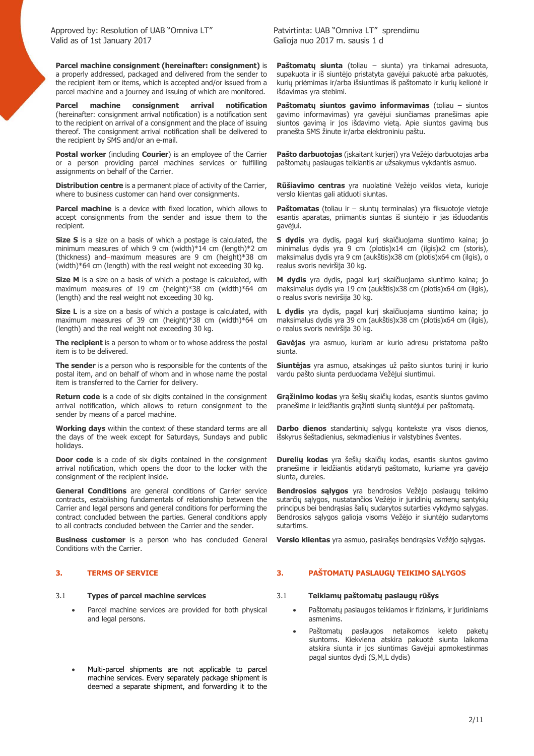**Parcel machine consignment (hereinafter: consignment)** is a properly addressed, packaged and delivered from the sender to the recipient item or items, which is accepted and/or issued from a parcel machine and a journey and issuing of which are monitored.

**Parcel machine consignment arrival notification** (hereinafter: consignment arrival notification) is a notification sent to the recipient on arrival of a consignment and the place of issuing thereof. The consignment arrival notification shall be delivered to the recipient by SMS and/or an e-mail.

**Postal worker** (including **Courier**) is an employee of the Carrier or a person providing parcel machines services or fulfilling assignments on behalf of the Carrier.

**Distribution centre** is a permanent place of activity of the Carrier, where to business customer can hand over consignments.

**Parcel machine** is a device with fixed location, which allows to accept consignments from the sender and issue them to the recipient.

**Size S** is a size on a basis of which a postage is calculated, the minimum measures of which 9 cm (width)*14 cm (length)*2 cm (thickness) and–maximum measures are 9 cm (height)*38 cm (width)*64 cm (length) with the real weight not exceeding 30 kg.

**Size M** is a size on a basis of which a postage is calculated, with maximum measures of 19 cm (height)*38 cm (width)*64 cm (length) and the real weight not exceeding 30 kg.

**Size L** is a size on a basis of which a postage is calculated, with maximum measures of 39 cm (height)*38 cm (width)*64 cm (length) and the real weight not exceeding 30 kg.

**The recipient** is a person to whom or to whose address the postal item is to be delivered.

**The sender** is a person who is responsible for the contents of the postal item, and on behalf of whom and in whose name the postal item is transferred to the Carrier for delivery.

**Return code** is a code of six digits contained in the consignment arrival notification, which allows to return consignment to the sender by means of a parcel machine.

**Working days** within the context of these standard terms are all the days of the week except for Saturdays, Sundays and public holidays.

**Door code** is a code of six digits contained in the consignment arrival notification, which opens the door to the locker with the consignment of the recipient inside.

**General Conditions** are general conditions of Carrier service contracts, establishing fundamentals of relationship between the Carrier and legal persons and general conditions for performing the contract concluded between the parties. General conditions apply to all contracts concluded between the Carrier and the sender.

**Business customer** is a person who has concluded General Conditions with the Carrier.

## 3. TERMS OF SERVICE

### 3.1 Types of parcel machine services

- Parcel machine services are provided for both physical and legal persons.
- Multi-parcel shipments are not applicable to parcel machine services. Every separately package shipment is deemed a separate shipment, and forwarding it to the

---

**Paštomatų siunta** (toliau – siunta) yra tinkamai adresuota, supakuota ir iš siuntėjo pristatyta gavėjui pakuotė arba pakuotės, kurių priėmimas ir/arba išsiuntimas iš paštomato ir kurių kelionė ir išdavimas yra stebimi.

**Paštomatų siuntos gavimo informavimas** (toliau – siuntos gavimo informavimas) yra gavėjui siunčiamas pranešimas apie siuntos gavimą ir jos išdavimo vietą. Apie siuntos gavimą bus pranešta SMS žinute ir/arba elektroniniu paštu.

**Pašto darbuotojas** (įskaitant kurjerį) yra Vežėjo darbuotojas arba paštomatų paslaugas teikiantis ar užsakymus vykdantis asmuo.

**Rūšiavimo centras** yra nuolatinė Vežėjo veiklos vieta, kurioje verslo klientas gali atiduoti siuntas.

**Paštomatas** (toliau ir – siuntų terminalas) yra fiksuotoje vietoje esantis aparatas, priimantis siuntas iš siuntėjo ir jas išduodantis gavėjui.

**S dydis** yra dydis, pagal kurį skaičiuojama siuntimo kaina; jo minimalus dydis yra 9 cm (plotis)x14 cm (ilgis)x2 cm (storis), maksimalus dydis yra 9 cm (aukštis)x38 cm (plotis)x64 cm (ilgis), o realus svoris neviršija 30 kg.

**M dydis** yra dydis, pagal kurį skaičiuojama siuntimo kaina; jo maksimalus dydis yra 19 cm (aukštis)x38 cm (plotis)x64 cm (ilgis), o realus svoris neviršija 30 kg.

**L dydis** yra dydis, pagal kurį skaičiuojama siuntimo kaina; jo maksimalus dydis yra 39 cm (aukštis)x38 cm (plotis)x64 cm (ilgis), o realus svoris neviršija 30 kg.

**Gavėjas** yra asmuo, kuriam ar kurio adresu pristatoma pašto siunta.

**Siuntėjas** yra asmuo, atsakingas už pašto siuntos turinį ir kurio vardu pašto siunta perduodama Vežėjui siuntimui.

**Grąžinimo kodas** yra šešių skaičių kodas, esantis siuntos gavimo pranešime ir leidžiantis grąžinti siuntą siuntėjui per paštomatą.

**Darbo dienos** standartinių sąlygų kontekste yra visos dienos, išskyrus šeštadienius, sekmadienius ir valstybines šventes.

**Durelių kodas** yra šešių skaičių kodas, esantis siuntos gavimo pranešime ir leidžiantis atidaryti paštomato, kuriame yra gavėjo siunta, dureles.

**Bendrosios sąlygos** yra bendrosios Vežėjo paslaugų teikimo sutarčių sąlygos, nustatančios Vežėjo ir juridinių asmenų santykių principus bei bendrąsias šalių sudarytos sutarties vykdymo sąlygas. Bendrosios sąlygos galioja visoms Vežėjo ir siuntėjo sudarytoms sutartims.

**Verslo klientas** yra asmuo, pasirašęs bendrąsias Vežėjo sąlygas.

## 3. PAŠTOMATŲ PASLAUGŲ TEIKIMO SĄLYGOS

### 3.1 Teikiamų paštomatų paslaugų rūšys

- Paštomatų paslaugos teikiamos ir fiziniams, ir juridiniams asmenims.
- Paštomatų paslaugos netaikomos keleto paketų siuntoms. Kiekviena atskira pakuotė siunta laikoma atskira siunta ir jos siuntimas Gavėjui apmokestinmas pagal siuntos dydį (S,M,L dydis)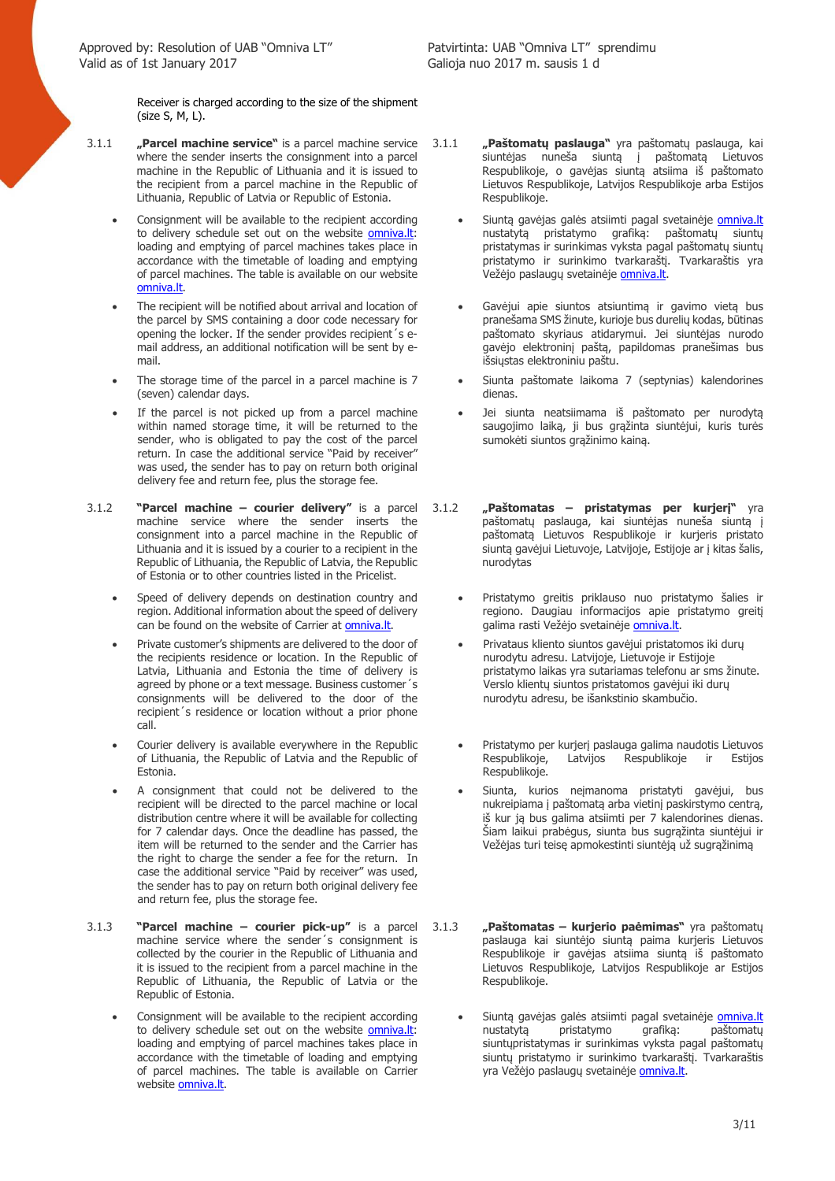Receiver is charged according to the size of the shipment (size S, M, L).

3.1.1 **„Parcel machine service"** is a parcel machine service where the sender inserts the consignment into a parcel machine in the Republic of Lithuania and it is issued to the recipient from a parcel machine in the Republic of Lithuania, Republic of Latvia or Republic of Estonia.

- Consignment will be available to the recipient according to delivery schedule set out on the website omniva.lt: loading and emptying of parcel machines takes place in accordance with the timetable of loading and emptying of parcel machines. The table is available on our website omniva.lt.
- The recipient will be notified about arrival and location of the parcel by SMS containing a door code necessary for opening the locker. If the sender provides recipient´s e-mail address, an additional notification will be sent by e-mail.
- The storage time of the parcel in a parcel machine is 7 (seven) calendar days.
- If the parcel is not picked up from a parcel machine within named storage time, it will be returned to the sender, who is obligated to pay the cost of the parcel return. In case the additional service "Paid by receiver" was used, the sender has to pay on return both original delivery fee and return fee, plus the storage fee.

3.1.2 **"Parcel machine – courier delivery"** is a parcel machine service where the sender inserts the consignment into a parcel machine in the Republic of Lithuania and it is issued by a courier to a recipient in the Republic of Lithuania, the Republic of Latvia, the Republic of Estonia or to other countries listed in the Pricelist.

- Speed of delivery depends on destination country and region. Additional information about the speed of delivery can be found on the website of Carrier at omniva.lt.
- Private customer's shipments are delivered to the door of the recipients residence or location. In the Republic of Latvia, Lithuania and Estonia the time of delivery is agreed by phone or a text message. Business customer´s consignments will be delivered to the door of the recipient´s residence or location without a prior phone call.
- Courier delivery is available everywhere in the Republic of Lithuania, the Republic of Latvia and the Republic of Estonia.
- A consignment that could not be delivered to the recipient will be directed to the parcel machine or local distribution centre where it will be available for collecting for 7 calendar days. Once the deadline has passed, the item will be returned to the sender and the Carrier has the right to charge the sender a fee for the return. In case the additional service "Paid by receiver" was used, the sender has to pay on return both original delivery fee and return fee, plus the storage fee.

3.1.3 **"Parcel machine – courier pick-up"** is a parcel machine service where the sender´s consignment is collected by the courier in the Republic of Lithuania and it is issued to the recipient from a parcel machine in the Republic of Lithuania, the Republic of Latvia or the Republic of Estonia.

- Consignment will be available to the recipient according to delivery schedule set out on the website omniva.lt: loading and emptying of parcel machines takes place in accordance with the timetable of loading and emptying of parcel machines. The table is available on Carrier website omniva.lt.

3.1.1 **„Paštomatų paslauga"** yra paštomatų paslauga, kai siuntėjas nuneša siuntą į paštomatą Lietuvos Respublikoje, o gavėjas siuntą atsiima iš paštomato Lietuvos Respublikoje, Latvijos Respublikoje arba Estijos Respublikoje.

- Siuntą gavėjas galės atsiimti pagal svetainėje omniva.lt nustatytą pristatymo grafiką: paštomatų siuntų pristatymas ir surinkimas vyksta pagal paštomatų siuntų pristatymo ir surinkimo tvarkaraštį. Tvarkaraštis yra Vežėjo paslaugų svetainėje omniva.lt.
- Gavėjui apie siuntos atsiuntimą ir gavimo vietą bus pranešama SMS žinute, kurioje bus durelių kodas, būtinas paštomato skyriaus atidarymui. Jei siuntėjas nurodo gavėjo elektroninį paštą, papildomas pranešimas bus išsiųstas elektroniniu paštu.
- Siunta paštomate laikoma 7 (septynias) kalendorines dienas.
- Jei siunta neatsiimama iš paštomato per nurodytą saugojimo laiką, ji bus grąžinta siuntėjui, kuris turės sumokėti siuntos grąžinimo kainą.

3.1.2 **„Paštomatas – pristatymas per kurjerį"** yra paštomatų paslauga, kai siuntėjas nuneša siuntą į paštomatą Lietuvos Respublikoje ir kurjeris pristato siuntą gavėjui Lietuvoje, Latvijoje, Estijoje ar į kitas šalis, nurodytas

- Pristatymo greitis priklauso nuo pristatymo šalies ir regiono. Daugiau informacijos apie pristatymo greitį galima rasti Vežėjo svetainėje omniva.lt.
- Privataus kliento siuntos gavėjui pristatomos iki durų nurodytu adresu. Latvijoje, Lietuvoje ir Estijoje pristatymo laikas yra sutariamas telefonu ar sms žinute. Verslo klientų siuntos pristatomos gavėjui iki durų nurodytu adresu, be išankstinio skambučio.
- Pristatymo per kurjerį paslauga galima naudotis Lietuvos Respublikoje, Latvijos Respublikoje ir Estijos Respublikoje.
- Siunta, kurios neįmanoma pristatyti gavėjui, bus nukreipiama į paštomatą arba vietinį paskirstymo centrą, iš kur ją bus galima atsiimti per 7 kalendorines dienas. Šiam laikui prabėgus, siunta bus sugrąžinta siuntėjui ir Vežėjas turi teisę apmokestinti siuntėją už sugrąžinimą

3.1.3 **„Paštomatas – kurjerio paėmimas"** yra paštomatų paslauga kai siuntėjo siuntą paima kurjeris Lietuvos Respublikoje ir gavėjas atsiima siuntą iš paštomato Lietuvos Respublikoje, Latvijos Respublikoje ar Estijos Respublikoje.

- Siuntą gavėjas galės atsiimti pagal svetainėje omniva.lt nustatytą pristatymo grafiką: paštomatų siuntųpristatymas ir surinkimas vyksta pagal paštomatų siuntų pristatymo ir surinkimo tvarkaraštį. Tvarkaraštis yra Vežėjo paslaugų svetainėje omniva.lt.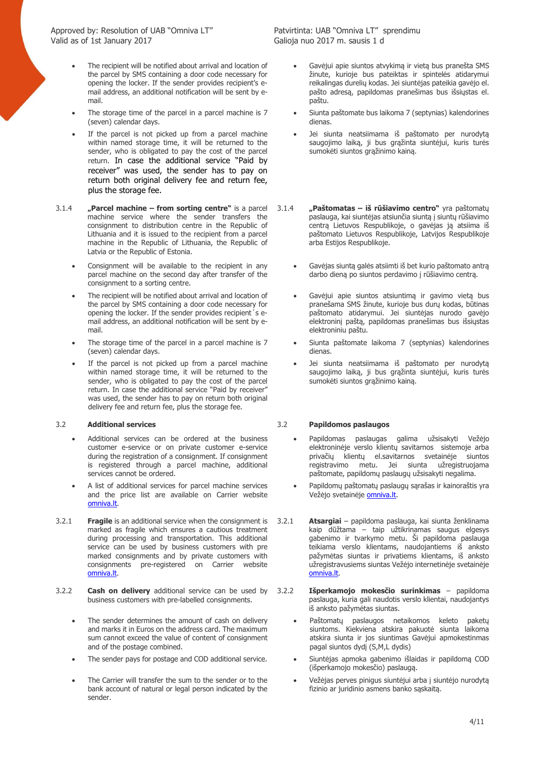- The recipient will be notified about arrival and location of the parcel by SMS containing a door code necessary for opening the locker. If the sender provides recipient's e-mail address, an additional notification will be sent by e-mail.
- The storage time of the parcel in a parcel machine is 7 (seven) calendar days.
- If the parcel is not picked up from a parcel machine within named storage time, it will be returned to the sender, who is obligated to pay the cost of the parcel return. In case the additional service "Paid by receiver" was used, the sender has to pay on return both original delivery fee and return fee, plus the storage fee.

3.1.4 **„Parcel machine – from sorting centre"** is a parcel machine service where the sender transfers the consignment to distribution centre in the Republic of Lithuania and it is issued to the recipient from a parcel machine in the Republic of Lithuania, the Republic of Latvia or the Republic of Estonia.

- Consignment will be available to the recipient in any parcel machine on the second day after transfer of the consignment to a sorting centre.
- The recipient will be notified about arrival and location of the parcel by SMS containing a door code necessary for opening the locker. If the sender provides recipient´s e-mail address, an additional notification will be sent by e-mail.
- The storage time of the parcel in a parcel machine is 7 (seven) calendar days.
- If the parcel is not picked up from a parcel machine within named storage time, it will be returned to the sender, who is obligated to pay the cost of the parcel return. In case the additional service "Paid by receiver" was used, the sender has to pay on return both original delivery fee and return fee, plus the storage fee.

3.2 **Additional services**

- Additional services can be ordered at the business customer e-service or on private customer e-service during the registration of a consignment. If consignment is registered through a parcel machine, additional services cannot be ordered.
- A list of additional services for parcel machine services and the price list are available on Carrier website omniva.lt.

3.2.1 **Fragile** is an additional service when the consignment is marked as fragile which ensures a cautious treatment during processing and transportation. This additional service can be used by business customers with pre marked consignments and by private customers with consignments pre-registered on Carrier website omniva.lt.

3.2.2 **Cash on delivery** additional service can be used by business customers with pre-labelled consignments.

- The sender determines the amount of cash on delivery and marks it in Euros on the address card. The maximum sum cannot exceed the value of content of consignment and of the postage combined.
- The sender pays for postage and COD additional service.
- The Carrier will transfer the sum to the sender or to the bank account of natural or legal person indicated by the sender.

---

- Gavėjui apie siuntos atvykimą ir vietą bus pranešta SMS žinute, kurioje bus pateiktas ir spintelės atidarymui reikalingas durelių kodas. Jei siuntėjas pateikia gavėjo el. pašto adresą, papildomas pranešimas bus išsiųstas el. paštu.
- Siunta paštomate bus laikoma 7 (septynias) kalendorines dienas.
- Jei siunta neatsiimama iš paštomato per nurodytą saugojimo laiką, ji bus grąžinta siuntėjui, kuris turės sumokėti siuntos grąžinimo kainą.

3.1.4 **„Paštomatas – iš rūšiavimo centro"** yra paštomatų paslauga, kai siuntėjas atsiunčia siuntą į siuntų rūšiavimo centrą Lietuvos Respublikoje, o gavėjas ją atsiima iš paštomato Lietuvos Respublikoje, Latvijos Respublikoje arba Estijos Respublikoje.

- Gavėjas siuntą galės atsiimti iš bet kurio paštomato antrą darbo dieną po siuntos perdavimo į rūšiavimo centrą.
- Gavėjui apie siuntos atsiuntimą ir gavimo vietą bus pranešama SMS žinute, kurioje bus durų kodas, būtinas paštomato atidarymui. Jei siuntėjas nurodo gavėjo elektroninį paštą, papildomas pranešimas bus išsiųstas elektroniniu paštu.
- Siunta paštomate laikoma 7 (septynias) kalendorines dienas.
- Jei siunta neatsiimama iš paštomato per nurodytą saugojimo laiką, ji bus grąžinta siuntėjui, kuris turės sumokėti siuntos grąžinimo kainą.

3.2 **Papildomos paslaugos**

- Papildomas paslaugas galima užsisakyti Vežėjo elektroninėje verslo klientų savitarnos sistemoje arba privačių klientų el.savitarnos svetainėje siuntos registravimo metu. Jei siunta užregistruojama paštomate, papildomų paslaugų užsisakyti negalima.
- Papildomų paštomatų paslaugų sąrašas ir kainoraštis yra Vežėjo svetainėje omniva.lt.

3.2.1 **Atsargiai** – papildoma paslauga, kai siunta ženklinama kaip dūžtama – taip užtikrinamas saugus elgesys gabenimo ir tvarkymo metu. Ši papildoma paslauga teikiama verslo klientams, naudojantiems iš anksto pažymėtas siuntas ir privatiems klientams, iš anksto užregistravusiems siuntas Vežėjo internetinėje svetainėje omniva.lt.

3.2.2 **Išperkamojo mokesčio surinkimas** – papildoma paslauga, kuria gali naudotis verslo klientai, naudojantys iš anksto pažymėtas siuntas.

- Paštomatų paslaugos netaikomos keleto paketų siuntoms. Kiekviena atskira pakuotė siunta laikoma atskira siunta ir jos siuntimas Gavėjui apmokestinmas pagal siuntos dydį (S,M,L dydis)
- Siuntėjas apmoka gabenimo išlaidas ir papildomą COD (išperkamojo mokesčio) paslaugą.
- Vežėjas perves pinigus siuntėjui arba į siuntėjo nurodytą fizinio ar juridinio asmens banko sąskaitą.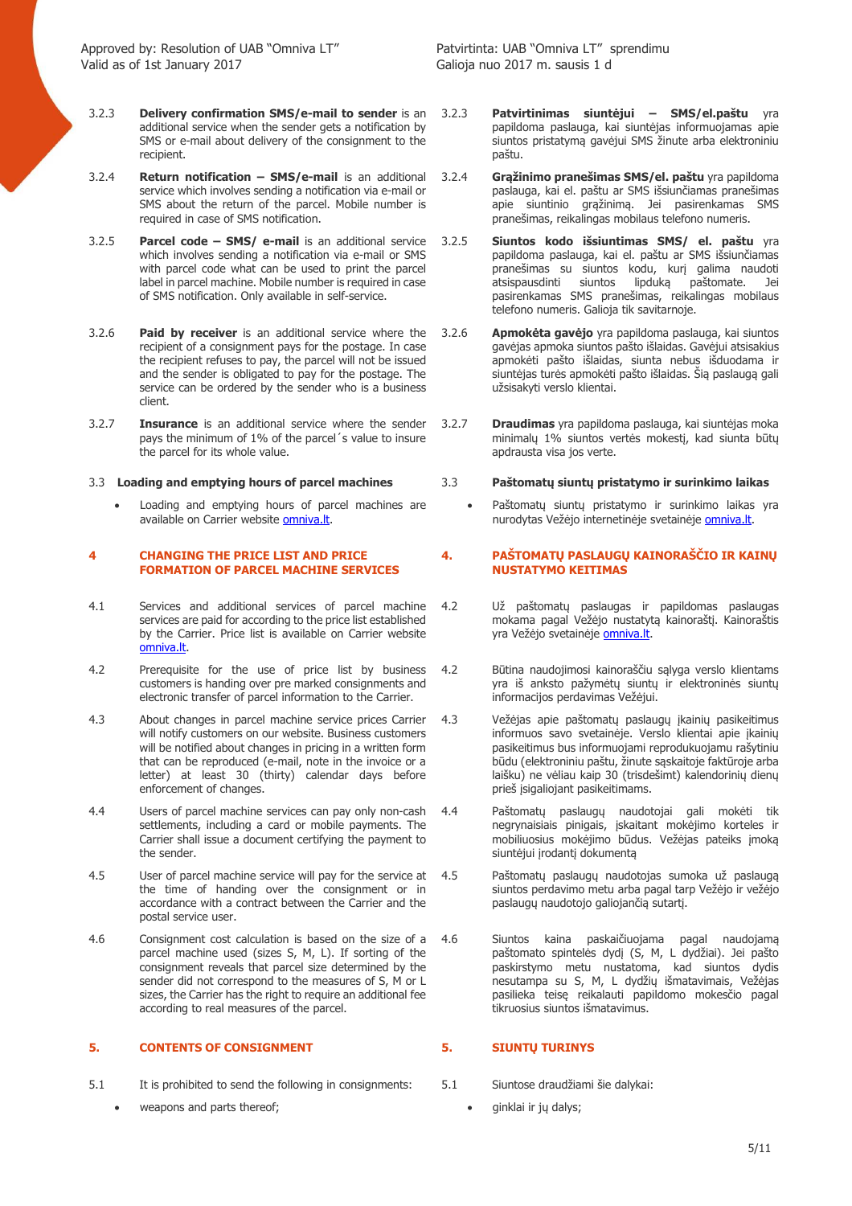3.2.3 **Delivery confirmation SMS/e-mail to sender** is an additional service when the sender gets a notification by SMS or e-mail about delivery of the consignment to the recipient.

3.2.3 **Patvirtinimas siuntėjui – SMS/el.paštu** yra papildoma paslauga, kai siuntėjas informuojamas apie siuntos pristatymą gavėjui SMS žinute arba elektroniniu paštu.

3.2.4 **Return notification – SMS/e-mail** is an additional service which involves sending a notification via e-mail or SMS about the return of the parcel. Mobile number is required in case of SMS notification.

3.2.4 **Grąžinimo pranešimas SMS/el. paštu** yra papildoma paslauga, kai el. paštu ar SMS išsiunčiamas pranešimas apie siuntinio grąžinimą. Jei pasirenkamas SMS pranešimas, reikalingas mobilaus telefono numeris.

3.2.5 **Parcel code – SMS/ e-mail** is an additional service which involves sending a notification via e-mail or SMS with parcel code what can be used to print the parcel label in parcel machine. Mobile number is required in case of SMS notification. Only available in self-service.

3.2.5 **Siuntos kodo išsiuntimas SMS/ el. paštu** yra papildoma paslauga, kai el. paštu ar SMS išsiunčiamas pranešimas su siuntos kodu, kurį galima naudoti atsispausdinti siuntos lipduką paštomate. Jei pasirenkamas SMS pranešimas, reikalingas mobilaus telefono numeris. Galioja tik savitarnoje.

3.2.6 **Paid by receiver** is an additional service where the recipient of a consignment pays for the postage. In case the recipient refuses to pay, the parcel will not be issued and the sender is obligated to pay for the postage. The service can be ordered by the sender who is a business client.

3.2.6 **Apmokėta gavėjo** yra papildoma paslauga, kai siuntos gavėjas apmoka siuntos pašto išlaidas. Gavėjui atsisakius apmokėti pašto išlaidas, siunta nebus išduodama ir siuntėjas turės apmokėti pašto išlaidas. Šią paslaugą gali užsisakyti verslo klientai.

3.2.7 **Insurance** is an additional service where the sender pays the minimum of 1% of the parcel´s value to insure the parcel for its whole value.

3.2.7 **Draudimas** yra papildoma paslauga, kai siuntėjas moka minimalų 1% siuntos vertės mokestį, kad siunta būtų apdrausta visa jos verte.

### 3.3 Loading and emptying hours of parcel machines

- Loading and emptying hours of parcel machines are available on Carrier website omniva.lt.

### 3.3 Paštomatų siuntų pristatymo ir surinkimo laikas

- Paštomatų siuntų pristatymo ir surinkimo laikas yra nurodytas Vežėjo internetinėje svetainėje omniva.lt.

## 4 CHANGING THE PRICE LIST AND PRICE FORMATION OF PARCEL MACHINE SERVICES

## 4. PAŠTOMATŲ PASLAUGŲ KAINORAŠČIO IR KAINŲ NUSTATYMO KEITIMAS

4.1 Services and additional services of parcel machine services are paid for according to the price list established by the Carrier. Price list is available on Carrier website omniva.lt.

4.2 Už paštomatų paslaugas ir papildomas paslaugas mokama pagal Vežėjo nustatytą kainoraštį. Kainoraštis yra Vežėjo svetainėje omniva.lt.

4.2 Prerequisite for the use of price list by business customers is handing over pre marked consignments and electronic transfer of parcel information to the Carrier.

4.2 Būtina naudojimosi kainoraščiu sąlyga verslo klientams yra iš anksto pažymėtų siuntų ir elektroninės siuntų informacijos perdavimas Vežėjui.

4.3 About changes in parcel machine service prices Carrier will notify customers on our website. Business customers will be notified about changes in pricing in a written form that can be reproduced (e-mail, note in the invoice or a letter) at least 30 (thirty) calendar days before enforcement of changes.

4.3 Vežėjas apie paštomatų paslaugų įkainių pasikeitimus informuos savo svetainėje. Verslo klientai apie įkainių pasikeitimus bus informuojami reprodukuojamu rašytiniu būdu (elektroniniu paštu, žinute sąskaitoje faktūroje arba laišku) ne vėliau kaip 30 (trisdešimt) kalendorinių dienų prieš įsigaliojant pasikeitimams.

4.4 Users of parcel machine services can pay only non-cash settlements, including a card or mobile payments. The Carrier shall issue a document certifying the payment to the sender.

4.4 Paštomatų paslaugų naudotojai gali mokėti tik negrynaisiais pinigais, įskaitant mokėjimo korteles ir mobiliuosius mokėjimo būdus. Vežėjas pateiks įmoką siuntėjui įrodantį dokumentą

4.5 User of parcel machine service will pay for the service at the time of handing over the consignment or in accordance with a contract between the Carrier and the postal service user.

4.5 Paštomatų paslaugų naudotojas sumoka už paslaugą siuntos perdavimo metu arba pagal tarp Vežėjo ir vežėjo paslaugų naudotojo galiojančią sutartį.

4.6 Consignment cost calculation is based on the size of a parcel machine used (sizes S, M, L). If sorting of the consignment reveals that parcel size determined by the sender did not correspond to the measures of S, M or L sizes, the Carrier has the right to require an additional fee according to real measures of the parcel.

4.6 Siuntos kaina paskaičiuojama pagal naudojamą paštomato spintelės dydį (S, M, L dydžiai). Jei pašto paskirstymo metu nustatoma, kad siuntos dydis nesutampa su S, M, L dydžių išmatavimais, Vežėjas pasilieka teisę reikalauti papildomo mokesčio pagal tikruosius siuntos išmatavimus.

## 5. CONTENTS OF CONSIGNMENT

## 5. SIUNTŲ TURINYS

5.1 It is prohibited to send the following in consignments:

- weapons and parts thereof;

5.1 Siuntose draudžiami šie dalykai:

- ginklai ir jų dalys;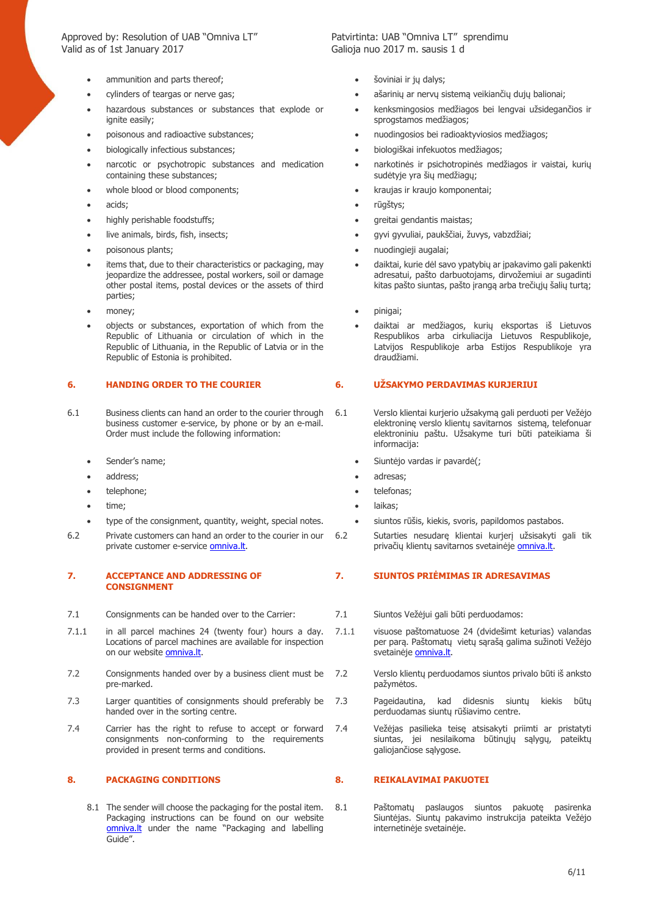- ammunition and parts thereof;
- cylinders of teargas or nerve gas;
- hazardous substances or substances that explode or ignite easily;
- poisonous and radioactive substances;
- biologically infectious substances;
- narcotic or psychotropic substances and medication containing these substances;
- whole blood or blood components;
- acids;
- highly perishable foodstuffs;
- live animals, birds, fish, insects;
- poisonous plants;
- items that, due to their characteristics or packaging, may jeopardize the addressee, postal workers, soil or damage other postal items, postal devices or the assets of third parties;
- money;
- objects or substances, exportation of which from the Republic of Lithuania or circulation of which in the Republic of Lithuania, in the Republic of Latvia or in the Republic of Estonia is prohibited.

- šoviniai ir jų dalys;
- ašarinių ar nervų sistemą veikiančių dujų balionai;
- kenksmingosios medžiagos bei lengvai užsidegančios ir sprogstamos medžiagos;
- nuodingosios bei radioaktyviosios medžiagos;
- biologiškai infekuotos medžiagos;
- narkotinės ir psichotropinės medžiagos ir vaistai, kurių sudėtyje yra šių medžiagų;
- kraujas ir kraujo komponentai;
- rūgštys;
- greitai gendantis maistas;
- gyvi gyvuliai, paukščiai, žuvys, vabzdžiai;
- nuodingieji augalai;
- daiktai, kurie dėl savo ypatybių ar įpakavimo gali pakenkti adresatui, pašto darbuotojams, dirvožemiui ar sugadinti kitas pašto siuntas, pašto įrangą arba trečiųjų šalių turtą;
- pinigai;
- daiktai ar medžiagos, kurių eksportas iš Lietuvos Respublikos arba cirkuliacija Lietuvos Respublikoje, Latvijos Respublikoje arba Estijos Respublikoje yra draudžiami.

## 6. HANDING ORDER TO THE COURIER

6.1 Business clients can hand an order to the courier through business customer e-service, by phone or by an e-mail. Order must include the following information:

- Sender's name;
- address;
- telephone;
- time;
- type of the consignment, quantity, weight, special notes.

6.2 Private customers can hand an order to the courier in our private customer e-service omniva.lt.

## 6. UŽSAKYMO PERDAVIMAS KURJERIUI

6.1 Verslo klientai kurjerio užsakymą gali perduoti per Vežėjo elektroninę verslo klientų savitarnos sistemą, telefonu ar elektroniniu paštu. Užsakyme turi būti pateikiama ši informacija:

- Siuntėjo vardas ir pavardė(;
- adresas;
- telefonas;
- laikas;
- siuntos rūšis, kiekis, svoris, papildomos pastabos.

6.2 Sutarties nesudarę klientai kurjerį užsisakyti gali tik privačių klientų savitarnos svetainėje omniva.lt.

## 7. ACCEPTANCE AND ADDRESSING OF CONSIGNMENT

7.1 Consignments can be handed over to the Carrier:

7.1.1 in all parcel machines 24 (twenty four) hours a day. Locations of parcel machines are available for inspection on our website omniva.lt.

7.2 Consignments handed over by a business client must be pre-marked.

7.3 Larger quantities of consignments should preferably be handed over in the sorting centre.

7.4 Carrier has the right to refuse to accept or forward consignments non-conforming to the requirements provided in present terms and conditions.

## 7. SIUNTOS PRIĖMIMAS IR ADRESAVIMAS

7.1 Siuntos Vežėjui gali būti perduodamos:

7.1.1 visuose paštomatuose 24 (dvidešimt keturias) valandas per parą. Paštomatų vietų sąrašą galima sužinoti Vežėjo svetainėje omniva.lt.

7.2 Verslo klientų perduodamos siuntos privalo būti iš anksto pažymėtos.

7.3 Pageidautina, kad didesnis siuntų kiekis būtų perduodamas siuntų rūšiavimo centre.

7.4 Vežėjas pasilieka teisę atsisakyti priimti ar pristatyti siuntas, jei nesilaikoma būtinųjų sąlygų, pateiktų galiojančiose sąlygose.

## 8. PACKAGING CONDITIONS

8.1 The sender will choose the packaging for the postal item. Packaging instructions can be found on our website omniva.lt under the name "Packaging and labelling Guide".

## 8. REIKALAVIMAI PAKUOTEI

8.1 Paštomatų paslaugos siuntos pakuotę pasirenka Siuntėjas. Siuntų pakavimo instrukcija pateikta Vežėjo internetinėje svetainėje.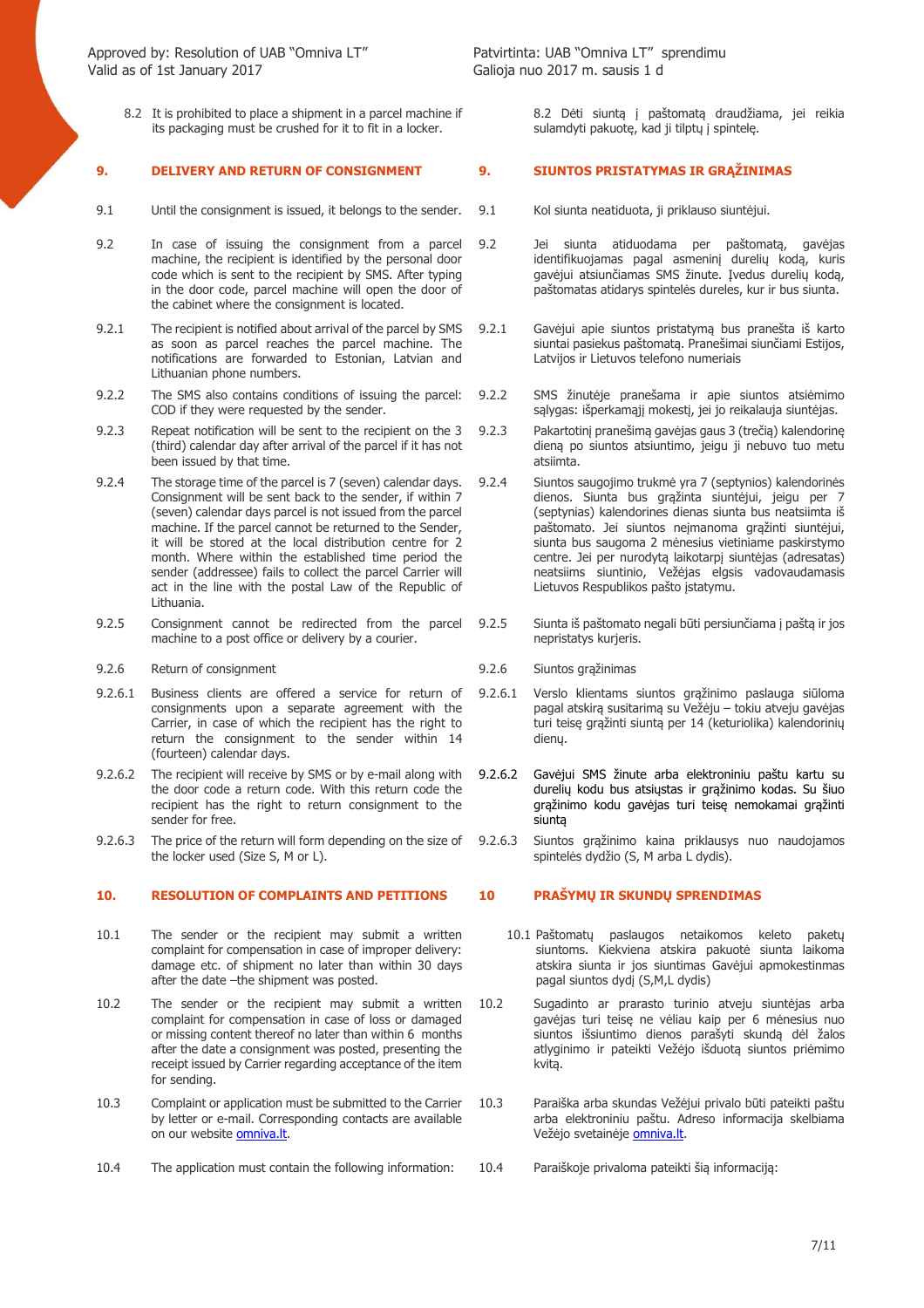8.2 It is prohibited to place a shipment in a parcel machine if its packaging must be crushed for it to fit in a locker.

8.2 Dėti siuntą į paštomatą draudžiama, jei reikia sulamdyti pakuotę, kad ji tilptų į spintelę.

## 9. DELIVERY AND RETURN OF CONSIGNMENT

## 9. SIUNTOS PRISTATYMAS IR GRĄŽINIMAS

9.1 Until the consignment is issued, it belongs to the sender.

9.1 Kol siunta neatiduota, ji priklauso siuntėjui.

9.2 In case of issuing the consignment from a parcel machine, the recipient is identified by the personal door code which is sent to the recipient by SMS. After typing in the door code, parcel machine will open the door of the cabinet where the consignment is located.

9.2 Jei siunta atiduodama per paštomatą, gavėjas identifikuojamas pagal asmeninį durelių kodą, kuris gavėjui atsiunčiamas SMS žinute. Įvedus durelių kodą, paštomatas atidarys spintelės dureles, kur ir bus siunta.

9.2.1 The recipient is notified about arrival of the parcel by SMS as soon as parcel reaches the parcel machine. The notifications are forwarded to Estonian, Latvian and Lithuanian phone numbers.

9.2.1 Gavėjui apie siuntos pristatymą bus pranešta iš karto siuntai pasiekus paštomatą. Pranešimai siunčiami Estijos, Latvijos ir Lietuvos telefono numeriais

9.2.2 The SMS also contains conditions of issuing the parcel: COD if they were requested by the sender.

9.2.2 SMS žinutėje pranešama ir apie siuntos atsiėmimo sąlygas: išperkamąjį mokestį, jei jo reikalauja siuntėjas.

9.2.3 Repeat notification will be sent to the recipient on the 3 (third) calendar day after arrival of the parcel if it has not been issued by that time.

9.2.3 Pakartotinį pranešimą gavėjas gaus 3 (trečią) kalendorinę dieną po siuntos atsiuntimo, jeigu ji nebuvo tuo metu atsiimta.

9.2.4 The storage time of the parcel is 7 (seven) calendar days. Consignment will be sent back to the sender, if within 7 (seven) calendar days parcel is not issued from the parcel machine. If the parcel cannot be returned to the Sender, it will be stored at the local distribution centre for 2 month. Where within the established time period the sender (addressee) fails to collect the parcel Carrier will act in the line with the postal Law of the Republic of Lithuania.

9.2.4 Siuntos saugojimo trukmė yra 7 (septynios) kalendorinės dienos. Siunta bus grąžinta siuntėjui, jeigu per 7 (septynias) kalendorines dienas siunta bus neatsiimta iš paštomato. Jei siuntos neįmanoma grąžinti siuntėjui, siunta bus saugoma 2 mėnesius vietiniame paskirstymo centre. Jei per nurodytą laikotarpį siuntėjas (adresatas) neatsiims siuntinio, Vežėjas elgsis vadovaudamasis Lietuvos Respublikos pašto įstatymu.

9.2.5 Consignment cannot be redirected from the parcel machine to a post office or delivery by a courier.

9.2.5 Siunta iš paštomato negali būti persiunčiama į paštą ir jos nepristatys kurjeris.

9.2.6 Return of consignment

9.2.6 Siuntos grąžinimas

9.2.6.1 Business clients are offered a service for return of consignments upon a separate agreement with the Carrier, in case of which the recipient has the right to return the consignment to the sender within 14 (fourteen) calendar days.

9.2.6.1 Verslo klientams siuntos grąžinimo paslauga siūloma pagal atskirą susitarimą su Vežėju – tokiu atveju gavėjas turi teisę grąžinti siuntą per 14 (keturiolika) kalendorinių dienų.

9.2.6.2 The recipient will receive by SMS or by e-mail along with the door code a return code. With this return code the recipient has the right to return consignment to the sender for free.

9.2.6.2 Gavėjui SMS žinute arba elektroniniu paštu kartu su durelių kodu bus atsiųstas ir grąžinimo kodas. Su šiuo grąžinimo kodu gavėjas turi teisę nemokamai grąžinti siuntą

9.2.6.3 The price of the return will form depending on the size of the locker used (Size S, M or L).

9.2.6.3 Siuntos grąžinimo kaina priklausys nuo naudojamos spintelės dydžio (S, M arba L dydis).

## 10. RESOLUTION OF COMPLAINTS AND PETITIONS

## 10 PRAŠYMŲ IR SKUNDŲ SPRENDIMAS

10.1 The sender or the recipient may submit a written complaint for compensation in case of improper delivery: damage etc. of shipment no later than within 30 days after the date –the shipment was posted.

10.1 Paštomatų paslaugos netaikomos keleto paketų siuntoms. Kiekviena atskira pakuotė siunta laikoma atskira siunta ir jos siuntimas Gavėjui apmokestinmas pagal siuntos dydį (S,M,L dydis)

10.2 The sender or the recipient may submit a written complaint for compensation in case of loss or damaged or missing content thereof no later than within 6 months after the date a consignment was posted, presenting the receipt issued by Carrier regarding acceptance of the item for sending.

10.2 Sugadinto ar prarasto turinio atveju siuntėjas arba gavėjas turi teisę ne vėliau kaip per 6 mėnesius nuo siuntos išsiuntimo dienos parašyti skundą dėl žalos atlyginimo ir pateikti Vežėjo išduotą siuntos priėmimo kvitą.

10.3 Complaint or application must be submitted to the Carrier by letter or e-mail. Corresponding contacts are available on our website omniva.lt.

10.3 Paraiška arba skundas Vežėjui privalo būti pateikti paštu arba elektroniniu paštu. Adreso informacija skelbiama Vežėjo svetainėje omniva.lt.

10.4 The application must contain the following information:

10.4 Paraiškoje privaloma pateikti šią informaciją: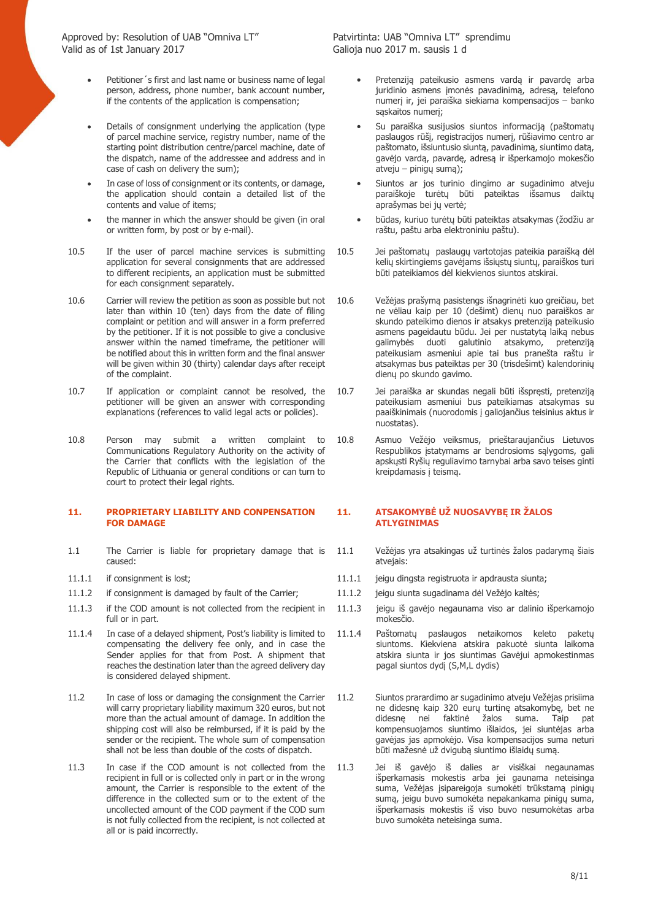Approved by: Resolution of UAB "Omniva LT"
Valid as of 1st January 2017

Patvirtinta: UAB "Omniva LT" sprendimu
Galioja nuo 2017 m. sausis 1 d

- Petitioner´s first and last name or business name of legal person, address, phone number, bank account number, if the contents of the application is compensation;
- Details of consignment underlying the application (type of parcel machine service, registry number, name of the starting point distribution centre/parcel machine, date of the dispatch, name of the addressee and address and in case of cash on delivery the sum);
- In case of loss of consignment or its contents, or damage, the application should contain a detailed list of the contents and value of items;
- the manner in which the answer should be given (in oral or written form, by post or by e-mail).

- Pretenziją pateikusio asmens vardą ir pavardę arba juridinio asmens įmonės pavadinimą, adresą, telefono numerį ir, jei paraiška siekiama kompensacijos – banko sąskaitos numerį;
- Su paraiška susijusios siuntos informaciją (paštomatų paslaugos rūšį, registracijos numerį, rūšiavimo centro ar paštomato, išsiuntusio siuntą, pavadinimą, siuntimo datą, gavėjo vardą, pavardę, adresą ir išperkamojo mokesčio atveju – pinigų sumą);
- Siuntos ar jos turinio dingimo ar sugadinimo atveju paraiškoje turėtų būti pateiktas išsamus daiktų aprašymas bei jų vertė;
- būdas, kuriuo turėtų būti pateiktas atsakymas (žodžiu ar raštu, paštu arba elektroniniu paštu).

10.5 If the user of parcel machine services is submitting application for several consignments that are addressed to different recipients, an application must be submitted for each consignment separately.

10.5 Jei paštomatų paslaugų vartotojas pateikia paraišką dėl kelių skirtingiems gavėjams išsiųstų siuntų, paraiškos turi būti pateikiamos dėl kiekvienos siuntos atskirai.

10.6 Carrier will review the petition as soon as possible but not later than within 10 (ten) days from the date of filing complaint or petition and will answer in a form preferred by the petitioner. If it is not possible to give a conclusive answer within the named timeframe, the petitioner will be notified about this in written form and the final answer will be given within 30 (thirty) calendar days after receipt of the complaint.

10.6 Vežėjas prašymą pasistengs išnagrinėti kuo greičiau, bet ne vėliau kaip per 10 (dešimt) dienų nuo paraiškos ar skundo pateikimo dienos ir atsakys pretenziją pateikusio asmens pageidautu būdu. Jei per nustatytą laiką nebus galimybės duoti galutinio atsakymo, pretenziją pateikusiam asmeniui apie tai bus pranešta raštu ir atsakymas bus pateiktas per 30 (trisdešimt) kalendorinių dienų po skundo gavimo.

10.7 If application or complaint cannot be resolved, the petitioner will be given an answer with corresponding explanations (references to valid legal acts or policies).

10.7 Jei paraiška ar skundas negali būti išspręsti, pretenziją pateikusiam asmeniui bus pateikiamas atsakymas su paaiškinimais (nuorodomis į galiojančius teisinius aktus ir nuostatas).

10.8 Person may submit a written complaint to Communications Regulatory Authority on the activity of the Carrier that conflicts with the legislation of the Republic of Lithuania or general conditions or can turn to court to protect their legal rights.

10.8 Asmuo Vežėjo veiksmus, prieštaraujančius Lietuvos Respublikos įstatymams ar bendrosioms sąlygoms, gali apskųsti Ryšių reguliavimo tarnybai arba savo teises ginti kreipdamasis į teismą.

## 11. PROPRIETARY LIABILITY AND CONPENSATION FOR DAMAGE

## 11. ATSAKOMYBĖ UŽ NUOSAVYBĘ IR ŽALOS ATLYGINIMAS

1.1 The Carrier is liable for proprietary damage that is caused:

11.1.1 if consignment is lost;

11.1.2 if consignment is damaged by fault of the Carrier;

11.1.3 if the COD amount is not collected from the recipient in full or in part.

11.1.4 In case of a delayed shipment, Post's liability is limited to compensating the delivery fee only, and in case the Sender applies for that from Post. A shipment that reaches the destination later than the agreed delivery day is considered delayed shipment.

11.1 Vežėjas yra atsakingas už turtinės žalos padarymą šiais atvejais:

11.1.1 jeigu dingsta registruota ir apdrausta siunta;

11.1.2 jeigu siunta sugadinama dėl Vežėjo kaltės;

11.1.3 jeigu iš gavėjo negaunama viso ar dalinio išperkamojo mokesčio.

11.1.4 Paštomatų paslaugos netaikomos keleto paketų siuntoms. Kiekviena atskira pakuotė siunta laikoma atskira siunta ir jos siuntimas Gavėjui apmokestinmas pagal siuntos dydį (S,M,L dydis)

11.2 In case of loss or damaging the consignment the Carrier will carry proprietary liability maximum 320 euros, but not more than the actual amount of damage. In addition the shipping cost will also be reimbursed, if it is paid by the sender or the recipient. The whole sum of compensation shall not be less than double of the costs of dispatch.

11.2 Siuntos praradimo ar sugadinimo atveju Vežėjas prisiima ne didesnę kaip 320 eurų turtinę atsakomybę, bet ne didesnę nei faktinė žalos suma. Taip pat kompensuojamos siuntimo išlaidos, jei siuntėjas arba gavėjas jas apmokėjo. Visa kompensacijos suma neturi būti mažesnė už dvigubą siuntimo išlaidų sumą.

11.3 In case if the COD amount is not collected from the recipient in full or is collected only in part or in the wrong amount, the Carrier is responsible to the extent of the difference in the collected sum or to the extent of the uncollected amount of the COD payment if the COD sum is not fully collected from the recipient, is not collected at all or is paid incorrectly.

11.3 Jei iš gavėjo iš dalies ar visiškai negaunamas išperkamasis mokestis arba jei gaunama neteisinga suma, Vežėjas įsipareigoja sumokėti trūkstamą pinigų sumą, jeigu buvo sumokėta nepakankama pinigų suma, išperkamasis mokestis iš viso buvo nesumokėtas arba buvo sumokėta neteisinga suma.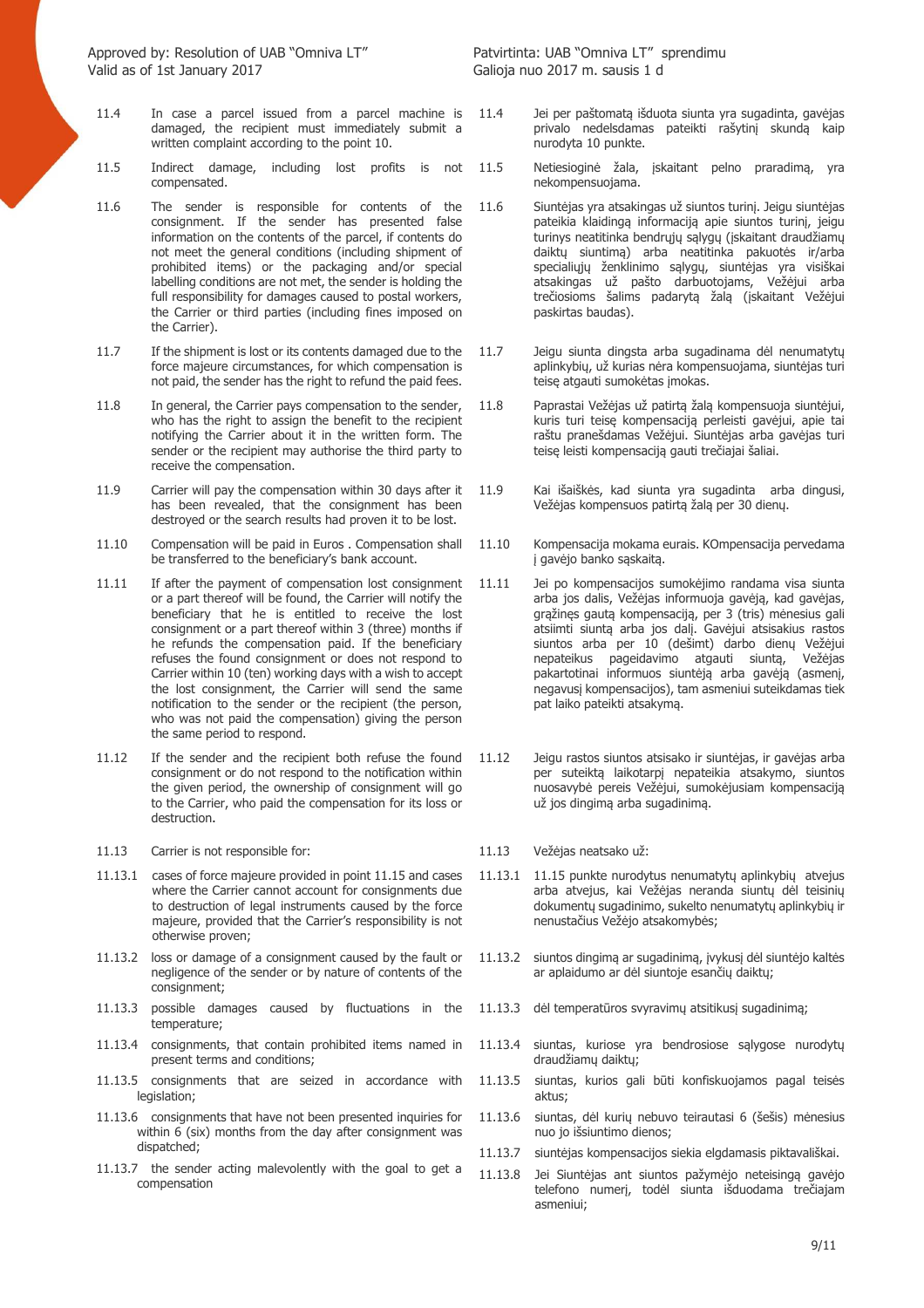11.4 In case a parcel issued from a parcel machine is damaged, the recipient must immediately submit a written complaint according to the point 10.

11.5 Indirect damage, including lost profits is not compensated.

11.6 The sender is responsible for contents of the consignment. If the sender has presented false information on the contents of the parcel, if contents do not meet the general conditions (including shipment of prohibited items) or the packaging and/or special labelling conditions are not met, the sender is holding the full responsibility for damages caused to postal workers, the Carrier or third parties (including fines imposed on the Carrier).

11.7 If the shipment is lost or its contents damaged due to the force majeure circumstances, for which compensation is not paid, the sender has the right to refund the paid fees.

11.8 In general, the Carrier pays compensation to the sender, who has the right to assign the benefit to the recipient notifying the Carrier about it in the written form. The sender or the recipient may authorise the third party to receive the compensation.

11.9 Carrier will pay the compensation within 30 days after it has been revealed, that the consignment has been destroyed or the search results had proven it to be lost.

11.10 Compensation will be paid in Euros . Compensation shall be transferred to the beneficiary's bank account.

11.11 If after the payment of compensation lost consignment or a part thereof will be found, the Carrier will notify the beneficiary that he is entitled to receive the lost consignment or a part thereof within 3 (three) months if he refunds the compensation paid. If the beneficiary refuses the found consignment or does not respond to Carrier within 10 (ten) working days with a wish to accept the lost consignment, the Carrier will send the same notification to the sender or the recipient (the person, who was not paid the compensation) giving the person the same period to respond.

11.12 If the sender and the recipient both refuse the found consignment or do not respond to the notification within the given period, the ownership of consignment will go to the Carrier, who paid the compensation for its loss or destruction.

11.13 Carrier is not responsible for:

11.13.1 cases of force majeure provided in point 11.15 and cases where the Carrier cannot account for consignments due to destruction of legal instruments caused by the force majeure, provided that the Carrier's responsibility is not otherwise proven;

11.13.2 loss or damage of a consignment caused by the fault or negligence of the sender or by nature of contents of the consignment;

11.13.3 possible damages caused by fluctuations in the temperature;

11.13.4 consignments, that contain prohibited items named in present terms and conditions;

11.13.5 consignments that are seized in accordance with legislation;

11.13.6 consignments that have not been presented inquiries for within 6 (six) months from the day after consignment was dispatched;

11.13.7 the sender acting malevolently with the goal to get a compensation

---

11.4 Jei per paštomatą išduota siunta yra sugadinta, gavėjas privalo nedelsdamas pateikti rašytinį skundą kaip nurodyta 10 punkte.

11.5 Netiesioginė žala, įskaitant pelno praradimą, yra nekompensuojama.

11.6 Siuntėjas yra atsakingas už siuntos turinį. Jeigu siuntėjas pateikia klaidingą informaciją apie siuntos turinį, jeigu turinys neatitinka bendrųjų sąlygų (įskaitant draudžiamų daiktų siuntimą) arba neatitinka pakuotės ir/arba specialiųjų ženklinimo sąlygų, siuntėjas yra visiškai atsakingas už pašto darbuotojams, Vežėjui arba trečiosioms šalims padarytą žalą (įskaitant Vežėjui paskirtas baudas).

11.7 Jeigu siunta dingsta arba sugadinama dėl nenumatytų aplinkybių, už kurias nėra kompensuojama, siuntėjas turi teisę atgauti sumokėtas įmokas.

11.8 Paprastai Vežėjas už patirtą žalą kompensuoja siuntėjui, kuris turi teisę kompensaciją perleisti gavėjui, apie tai raštu pranešdamas Vežėjui. Siuntėjas arba gavėjas turi teisę leisti kompensaciją gauti trečiajai šaliai.

11.9 Kai išaiškės, kad siunta yra sugadinta arba dingusi, Vežėjas kompensuos patirtą žalą per 30 dienų.

11.10 Kompensacija mokama eurais. KOmpensacija pervedama į gavėjo banko sąskaitą.

11.11 Jei po kompensacijos sumokėjimo randama visa siunta arba jos dalis, Vežėjas informuoja gavėją, kad gavėjas, grąžinęs gautą kompensaciją, per 3 (tris) mėnesius gali atsiimti siuntą arba jos dalį. Gavėjui atsisakius rastos siuntos arba per 10 (dešimt) darbo dienų Vežėjui nepateikus pageidavimo atgauti siuntą, Vežėjas pakartotinai informuos siuntėją arba gavėją (asmenį, negavusį kompensacijos), tam asmeniui suteikdamas tiek pat laiko pateikti atsakymą.

11.12 Jeigu rastos siuntos atsisako ir siuntėjas, ir gavėjas arba per suteiktą laikotarpį nepateikia atsakymo, siuntos nuosavybė pereis Vežėjui, sumokėjusiam kompensaciją už jos dingimą arba sugadinimą.

11.13 Vežėjas neatsako už:

11.13.1 11.15 punkte nurodytus nenumatytų aplinkybių atvejus arba atvejus, kai Vežėjas neranda siuntų dėl teisinių dokumentų sugadinimo, sukelto nenumatytų aplinkybių ir nenustačius Vežėjo atsakomybės;

11.13.2 siuntos dingimą ar sugadinimą, įvykusį dėl siuntėjo kaltės ar aplaidumo ar dėl siuntoje esančių daiktų;

11.13.3 dėl temperatūros svyravimų atsitikusį sugadinimą;

11.13.4 siuntas, kuriose yra bendrosiose sąlygose nurodytų draudžiamų daiktų;

11.13.5 siuntas, kurios gali būti konfiskuojamos pagal teisės aktus;

11.13.6 siuntas, dėl kurių nebuvo teirautasi 6 (šešis) mėnesius nuo jo išsiuntimo dienos;

11.13.7 siuntėjas kompensacijos siekia elgdamasis piktavališkai.

11.13.8 Jei Siuntėjas ant siuntos pažymėjo neteisingą gavėjo telefono numerį, todėl siunta išduodama trečiajam asmeniui;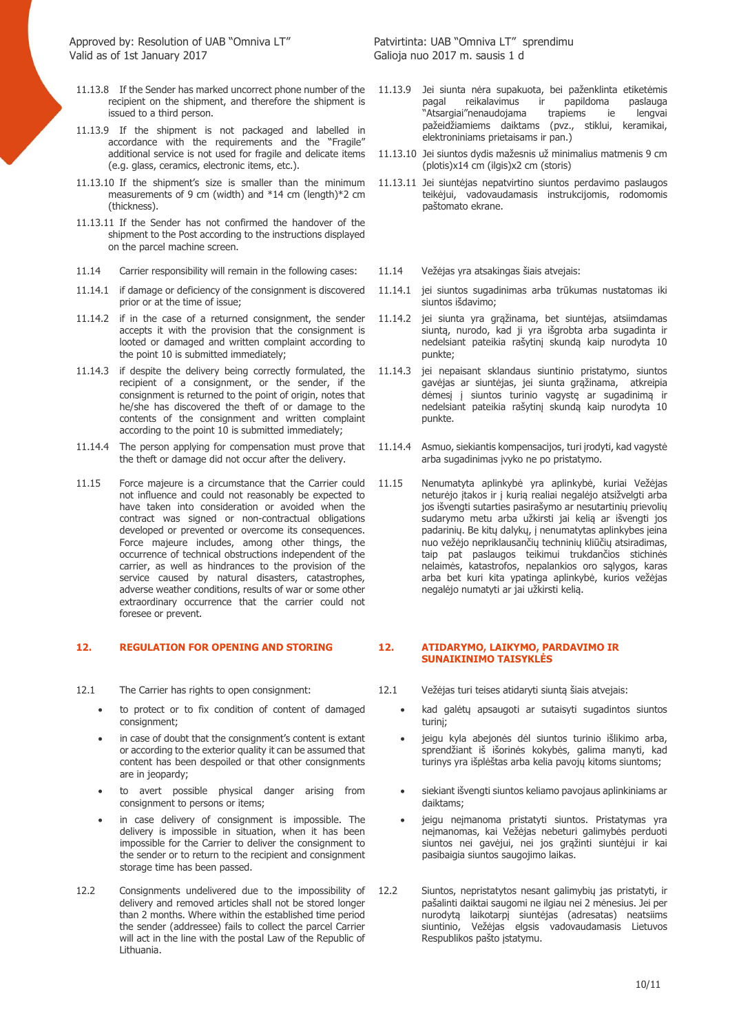11.13.8 If the Sender has marked uncorrect phone number of the recipient on the shipment, and therefore the shipment is issued to a third person.

11.13.9 If the shipment is not packaged and labelled in accordance with the requirements and the "Fragile" additional service is not used for fragile and delicate items (e.g. glass, ceramics, electronic items, etc.).

11.13.10 If the shipment's size is smaller than the minimum measurements of 9 cm (width) and *14 cm (length)*2 cm (thickness).

11.13.11 If the Sender has not confirmed the handover of the shipment to the Post according to the instructions displayed on the parcel machine screen.

11.14 Carrier responsibility will remain in the following cases:

11.14.1 if damage or deficiency of the consignment is discovered prior or at the time of issue;

11.14.2 if in the case of a returned consignment, the sender accepts it with the provision that the consignment is looted or damaged and written complaint according to the point 10 is submitted immediately;

11.14.3 if despite the delivery being correctly formulated, the recipient of a consignment, or the sender, if the consignment is returned to the point of origin, notes that he/she has discovered the theft of or damage to the contents of the consignment and written complaint according to the point 10 is submitted immediately;

11.14.4 The person applying for compensation must prove that the theft or damage did not occur after the delivery.

11.15 Force majeure is a circumstance that the Carrier could not influence and could not reasonably be expected to have taken into consideration or avoided when the contract was signed or non-contractual obligations developed or prevented or overcome its consequences. Force majeure includes, among other things, the occurrence of technical obstructions independent of the carrier, as well as hindrances to the provision of the service caused by natural disasters, catastrophes, adverse weather conditions, results of war or some other extraordinary occurrence that the carrier could not foresee or prevent.

## 12. REGULATION FOR OPENING AND STORING

12.1 The Carrier has rights to open consignment:

- to protect or to fix condition of content of damaged consignment;
- in case of doubt that the consignment's content is extant or according to the exterior quality it can be assumed that content has been despoiled or that other consignments are in jeopardy;
- to avert possible physical danger arising from consignment to persons or items;
- in case delivery of consignment is impossible. The delivery is impossible in situation, when it has been impossible for the Carrier to deliver the consignment to the sender or to return to the recipient and consignment storage time has been passed.

12.2 Consignments undelivered due to the impossibility of delivery and removed articles shall not be stored longer than 2 months. Where within the established time period the sender (addressee) fails to collect the parcel Carrier will act in the line with the postal Law of the Republic of Lithuania.

---

11.13.9 Jei siunta nėra supakuota, bei paženklinta etiketėmis pagal reikalavimus ir papildoma paslauga "Atsargiai"nenaudojama trapiems ie lengvai pažeidžiamiems daiktams (pvz., stiklui, keramikai, elektroniniams prietaisams ir pan.)

11.13.10 Jei siuntos dydis mažesnis už minimalius matmenis 9 cm (plotis)x14 cm (ilgis)x2 cm (storis)

11.13.11 Jei siuntėjas nepatvirtino siuntos perdavimo paslaugos teikėjui, vadovaudamasis instrukcijomis, rodomomis paštomato ekrane.

11.14 Vežėjas yra atsakingas šiais atvejais:

11.14.1 jei siuntos sugadinimas arba trūkumas nustatomas iki siuntos išdavimo;

11.14.2 jei siunta yra grąžinama, bet siuntėjas, atsiimdamas siuntą, nurodo, kad ji yra išgrobta arba sugadinta ir nedelsiant pateikia rašytinį skundą kaip nurodyta 10 punkte;

11.14.3 jei nepaisant sklandaus siuntinio pristatymo, siuntos gavėjas ar siuntėjas, jei siunta grąžinama, atkreipia dėmesį į siuntos turinio vagystę ar sugadinimą ir nedelsiant pateikia rašytinį skundą kaip nurodyta 10 punkte.

11.14.4 Asmuo, siekiantis kompensacijos, turi įrodyti, kad vagystė arba sugadinimas įvyko ne po pristatymo.

11.15 Nenumatyta aplinkybė yra aplinkybė, kuriai Vežėjas neturėjo įtakos ir į kurią realiai negalėjo atsižvelgti arba jos išvengti sutarties pasirašymo ar nesutartinių prievolių sudarymo metu arba užkirsti jai kelią ar išvengti jos padarinių. Be kitų dalykų, į nenumatytas aplinkybes įeina nuo vežėjo nepriklausančių techninių kliūčių atsiradimas, taip pat paslaugos teikimui trukdančios stichinės nelaimės, katastrofos, nepalankios oro sąlygos, karas arba bet kuri kita ypatinga aplinkybė, kurios vežėjas negalėjo numatyti ar jai užkirsti kelią.

## 12. ATIDARYMO, LAIKYMO, PARDAVIMO IR SUNAIKINIMO TAISYKLĖS

12.1 Vežėjas turi teises atidaryti siuntą šiais atvejais:

- kad galėtų apsaugoti ar sutaisyti sugadintos siuntos turinį;
- jeigu kyla abejonės dėl siuntos turinio išlikimo arba, sprendžiant iš išorinės kokybės, galima manyti, kad turinys yra išplėštas arba kelia pavojų kitoms siuntoms;
- siekiant išvengti siuntos keliamo pavojaus aplinkiniams ar daiktams;
- jeigu neįmanoma pristatyti siuntos. Pristatymas yra neįmanomas, kai Vežėjas nebeturi galimybės perduoti siuntos nei gavėjui, nei jos grąžinti siuntėjui ir kai pasibaigia siuntos saugojimo laikas.

12.2 Siuntos, nepristatytos nesant galimybių jas pristatyti, ir pašalinti daiktai saugomi ne ilgiau nei 2 mėnesius. Jei per nurodytą laikotarpį siuntėjas (adresatas) neatsiims siuntinio, Vežėjas elgsis vadovaudamasis Lietuvos Respublikos pašto įstatymu.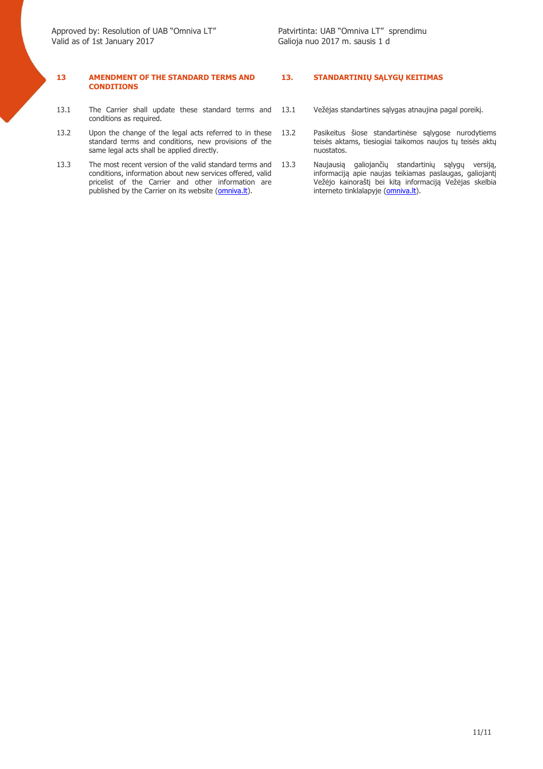## 13 AMENDMENT OF THE STANDARD TERMS AND CONDITIONS

13.1 The Carrier shall update these standard terms and conditions as required.

13.2 Upon the change of the legal acts referred to in these standard terms and conditions, new provisions of the same legal acts shall be applied directly.

13.3 The most recent version of the valid standard terms and conditions, information about new services offered, valid pricelist of the Carrier and other information are published by the Carrier on its website (omniva.lt).

## 13. STANDARTINIŲ SĄLYGŲ KEITIMAS

13.1 Vežėjas standartines sąlygas atnaujina pagal poreikį.

13.2 Pasikeitus šiose standartinėse sąlygose nurodytiems teisės aktams, tiesiogiai taikomos naujos tų teisės aktų nuostatos.

13.3 Naujausią galiojančių standartinių sąlygų versiją, informaciją apie naujas teikiamas paslaugas, galiojantį Vežėjo kainoraštį bei kitą informaciją Vežėjas skelbia interneto tinklalapyje (omniva.lt).